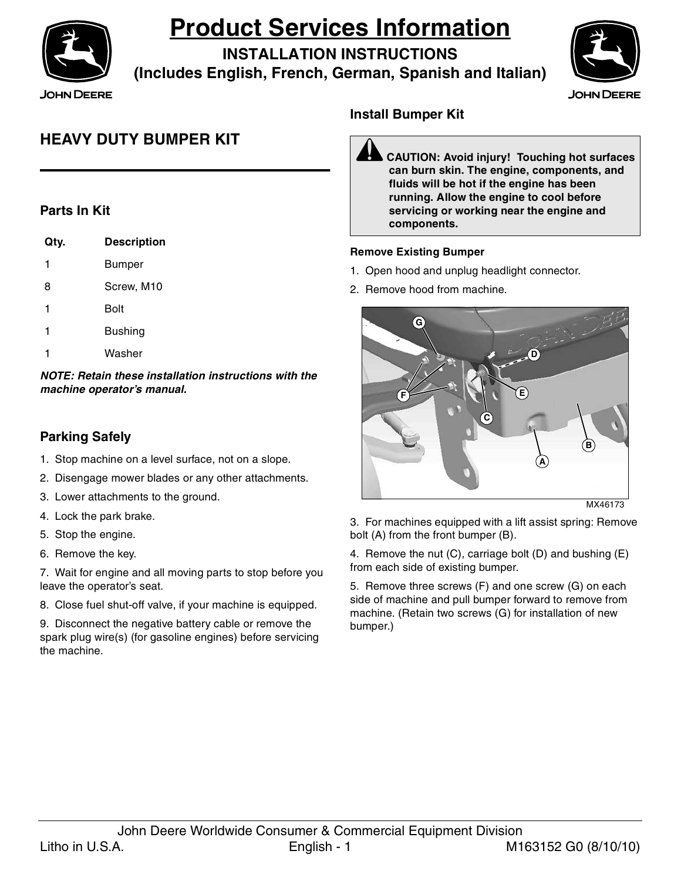# Product Services Information

**INSTALLATION INSTRUCTIONS**
**(Includes English, French, German, Spanish and Italian)**

## HEAVY DUTY BUMPER KIT

### Parts In Kit

| Qty. | Description |
|---|---|
| 1 | Bumper |
| 8 | Screw, M10 |
| 1 | Bolt |
| 1 | Bushing |
| 1 | Washer |

***NOTE: Retain these installation instructions with the machine operator's manual.***

### Parking Safely

1. Stop machine on a level surface, not on a slope.
2. Disengage mower blades or any other attachments.
3. Lower attachments to the ground.
4. Lock the park brake.
5. Stop the engine.
6. Remove the key.
7. Wait for engine and all moving parts to stop before you leave the operator's seat.
8. Close fuel shut-off valve, if your machine is equipped.
9. Disconnect the negative battery cable or remove the spark plug wire(s) (for gasoline engines) before servicing the machine.

### Install Bumper Kit

**CAUTION: Avoid injury! Touching hot surfaces can burn skin. The engine, components, and fluids will be hot if the engine has been running. Allow the engine to cool before servicing or working near the engine and components.**

#### Remove Existing Bumper

1. Open hood and unplug headlight connector.
2. Remove hood from machine.

MX46173

3. For machines equipped with a lift assist spring: Remove bolt (A) from the front bumper (B).

4. Remove the nut (C), carriage bolt (D) and bushing (E) from each side of existing bumper.

5. Remove three screws (F) and one screw (G) on each side of machine and pull bumper forward to remove from machine. (Retain two screws (G) for installation of new bumper.)

John Deere Worldwide Consumer & Commercial Equipment Division
Litho in U.S.A. M163152 G0 (8/10/10)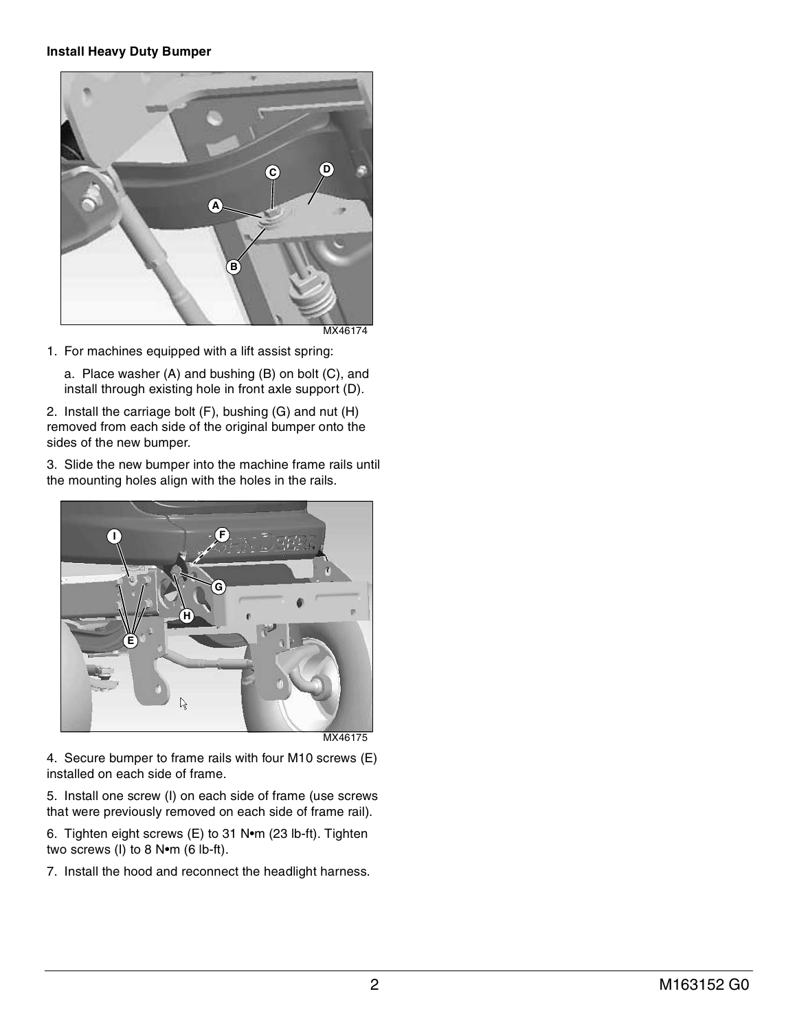**Install Heavy Duty Bumper**

MX46174

1. For machines equipped with a lift assist spring:

   a. Place washer (A) and bushing (B) on bolt (C), and install through existing hole in front axle support (D).

2. Install the carriage bolt (F), bushing (G) and nut (H) removed from each side of the original bumper onto the sides of the new bumper.

3. Slide the new bumper into the machine frame rails until the mounting holes align with the holes in the rails.

MX46175

4. Secure bumper to frame rails with four M10 screws (E) installed on each side of frame.

5. Install one screw (I) on each side of frame (use screws that were previously removed on each side of frame rail).

6. Tighten eight screws (E) to 31 N•m (23 lb-ft). Tighten two screws (I) to 8 N•m (6 lb-ft).

7. Install the hood and reconnect the headlight harness.